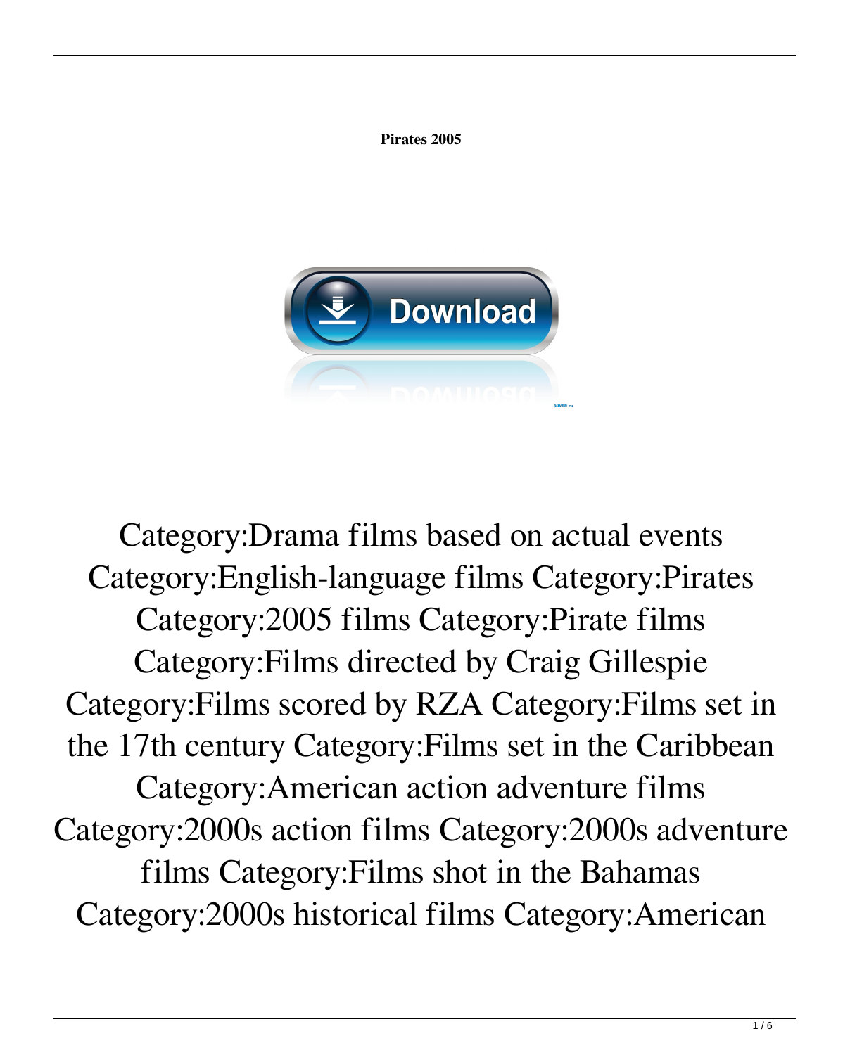**Pirates 2005**

Download

Category:Drama films based on actual events Category:English-language films Category:Pirates Category:2005 films Category:Pirate films Category:Films directed by Craig Gillespie Category:Films scored by RZA Category:Films set in the 17th century Category:Films set in the Caribbean Category:American action adventure films Category:2000s action films Category:2000s adventure films Category:Films shot in the Bahamas Category:2000s historical films Category:American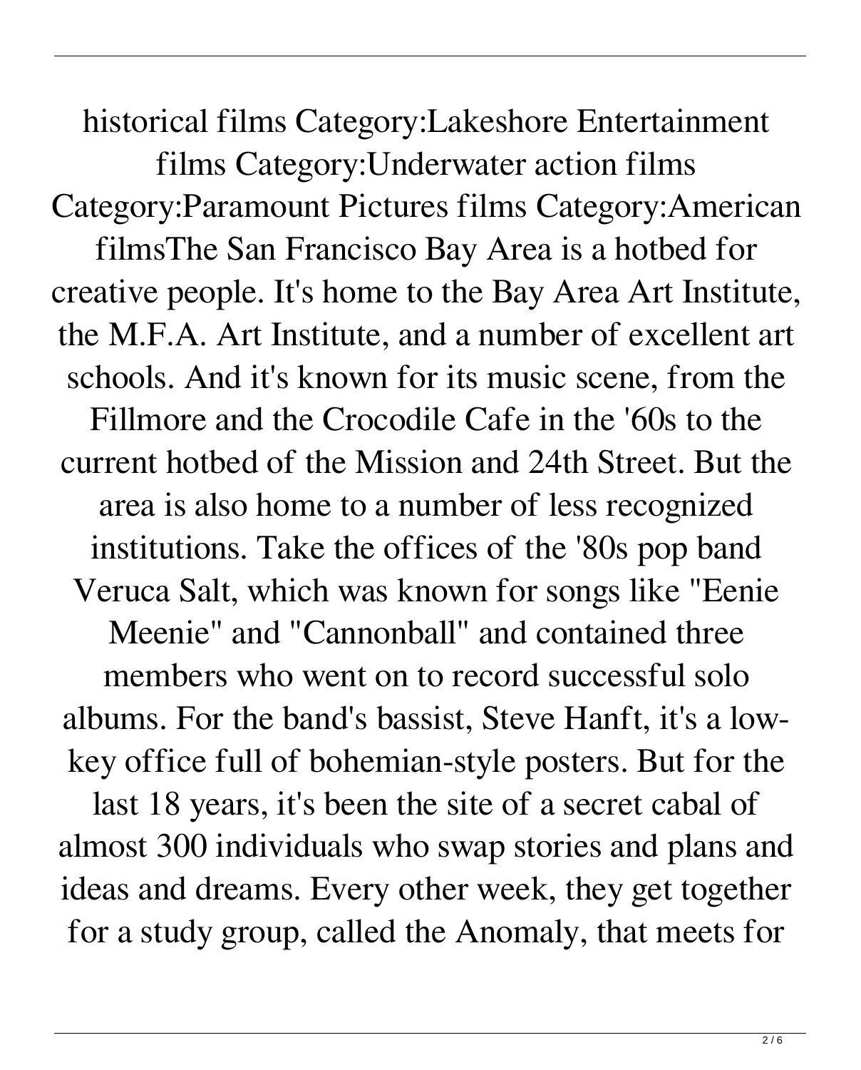historical films Category:Lakeshore Entertainment films Category:Underwater action films Category:Paramount Pictures films Category:American filmsThe San Francisco Bay Area is a hotbed for creative people. It's home to the Bay Area Art Institute, the M.F.A. Art Institute, and a number of excellent art schools. And it's known for its music scene, from the Fillmore and the Crocodile Cafe in the '60s to the current hotbed of the Mission and 24th Street. But the area is also home to a number of less recognized institutions. Take the offices of the '80s pop band Veruca Salt, which was known for songs like "Eenie Meenie" and "Cannonball" and contained three members who went on to record successful solo albums. For the band's bassist, Steve Hanft, it's a low-key office full of bohemian-style posters. But for the last 18 years, it's been the site of a secret cabal of almost 300 individuals who swap stories and plans and ideas and dreams. Every other week, they get together for a study group, called the Anomaly, that meets for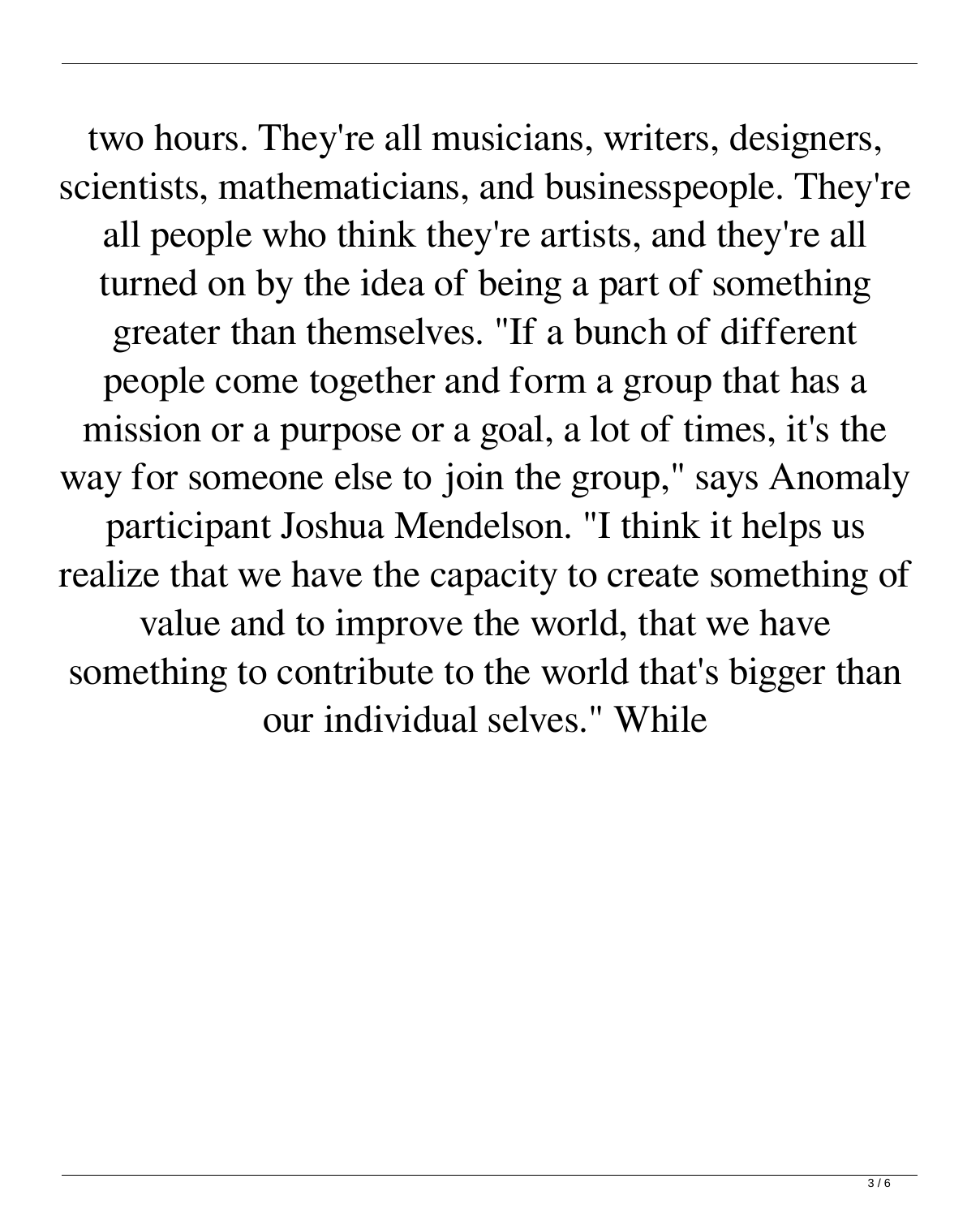two hours. They're all musicians, writers, designers, scientists, mathematicians, and businesspeople. They're all people who think they're artists, and they're all turned on by the idea of being a part of something greater than themselves. "If a bunch of different people come together and form a group that has a mission or a purpose or a goal, a lot of times, it's the way for someone else to join the group," says Anomaly participant Joshua Mendelson. "I think it helps us realize that we have the capacity to create something of value and to improve the world, that we have something to contribute to the world that's bigger than our individual selves." While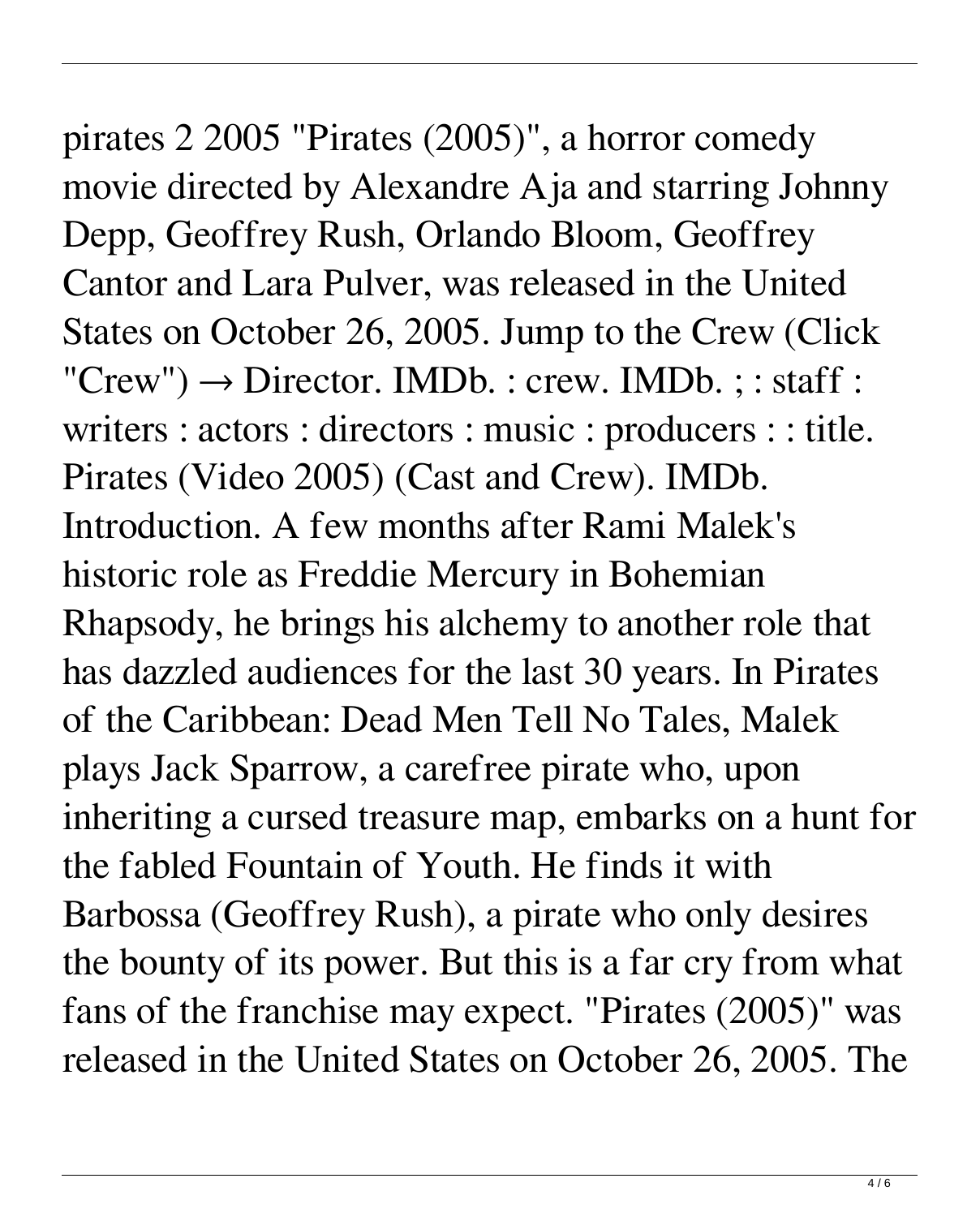pirates 2 2005 "Pirates (2005)", a horror comedy movie directed by Alexandre Aja and starring Johnny Depp, Geoffrey Rush, Orlando Bloom, Geoffrey Cantor and Lara Pulver, was released in the United States on October 26, 2005. Jump to the Crew (Click "Crew") → Director. IMDb. : crew. IMDb. ; : staff : writers : actors : directors : music : producers : : title. Pirates (Video 2005) (Cast and Crew). IMDb. Introduction. A few months after Rami Malek's historic role as Freddie Mercury in Bohemian Rhapsody, he brings his alchemy to another role that has dazzled audiences for the last 30 years. In Pirates of the Caribbean: Dead Men Tell No Tales, Malek plays Jack Sparrow, a carefree pirate who, upon inheriting a cursed treasure map, embarks on a hunt for the fabled Fountain of Youth. He finds it with Barbossa (Geoffrey Rush), a pirate who only desires the bounty of its power. But this is a far cry from what fans of the franchise may expect. "Pirates (2005)" was released in the United States on October 26, 2005. The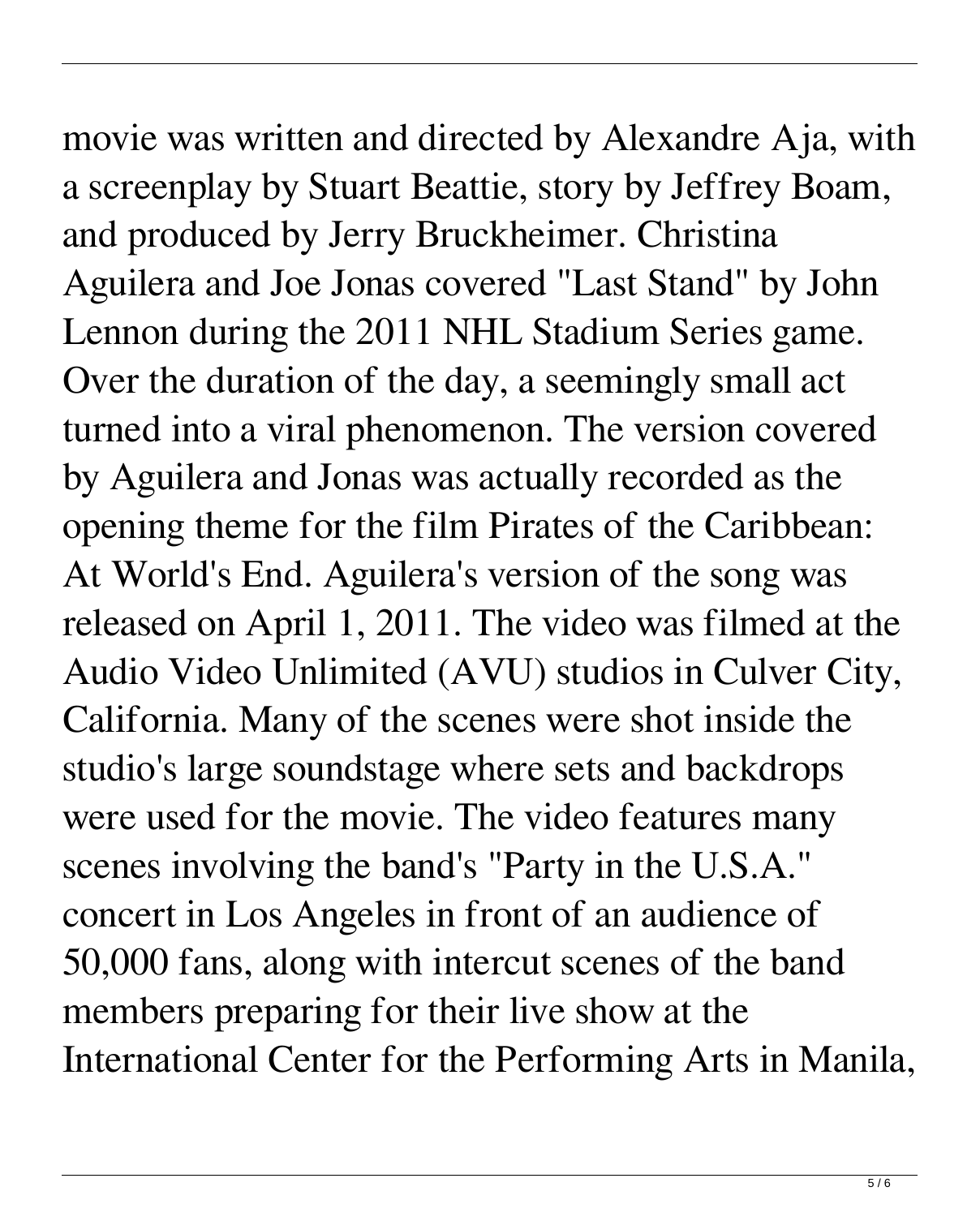movie was written and directed by Alexandre Aja, with a screenplay by Stuart Beattie, story by Jeffrey Boam, and produced by Jerry Bruckheimer. Christina Aguilera and Joe Jonas covered "Last Stand" by John Lennon during the 2011 NHL Stadium Series game. Over the duration of the day, a seemingly small act turned into a viral phenomenon. The version covered by Aguilera and Jonas was actually recorded as the opening theme for the film Pirates of the Caribbean: At World's End. Aguilera's version of the song was released on April 1, 2011. The video was filmed at the Audio Video Unlimited (AVU) studios in Culver City, California. Many of the scenes were shot inside the studio's large soundstage where sets and backdrops were used for the movie. The video features many scenes involving the band's "Party in the U.S.A." concert in Los Angeles in front of an audience of 50,000 fans, along with intercut scenes of the band members preparing for their live show at the International Center for the Performing Arts in Manila,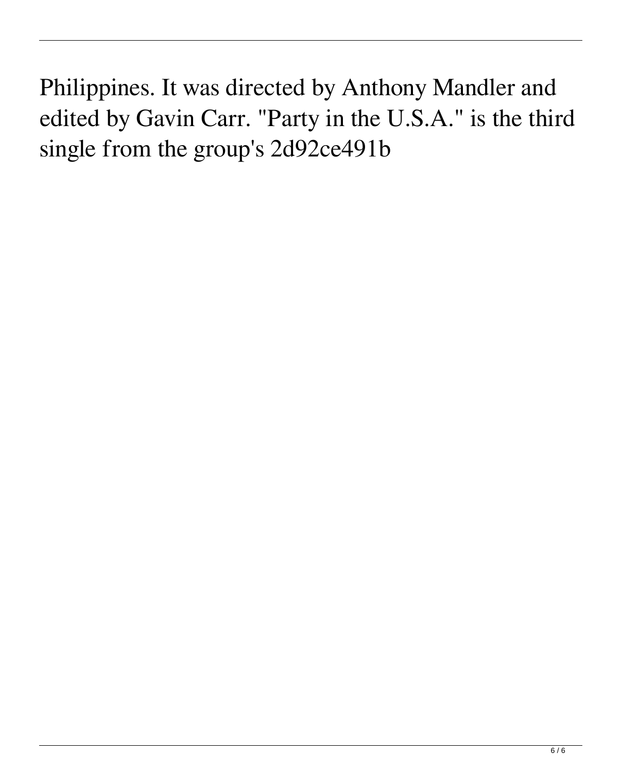Philippines. It was directed by Anthony Mandler and edited by Gavin Carr. "Party in the U.S.A." is the third single from the group's 2d92ce491b